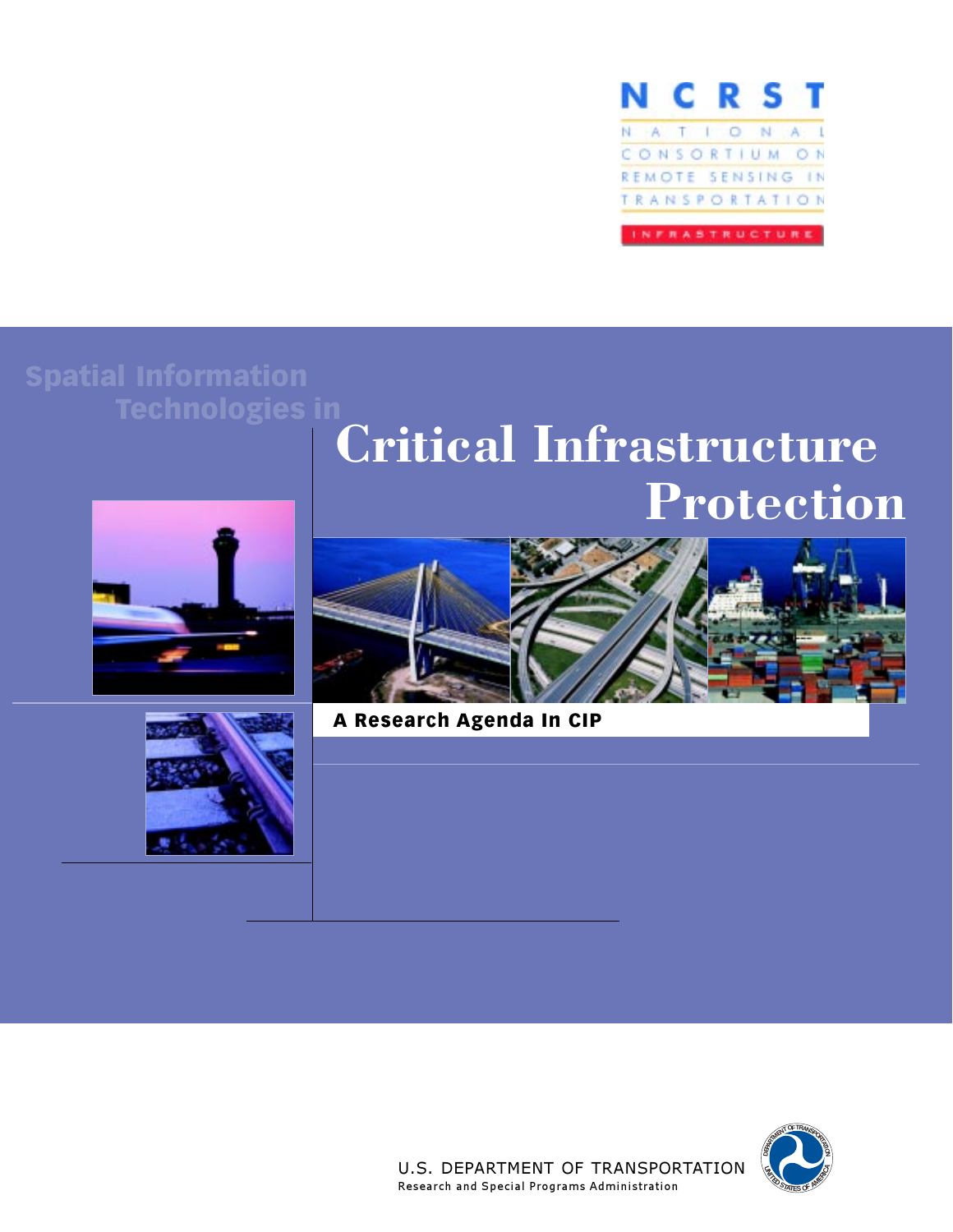**NCRST**

NATIONAL CONSORTIUM ON REMOTE SENSING IN TRANSPORTATION

INFRASTRUCTURE

# Spatial Information Technologies in Critical Infrastructure Protection

## A Research Agenda In CIP

U.S. DEPARTMENT OF TRANSPORTATION

Research and Special Programs Administration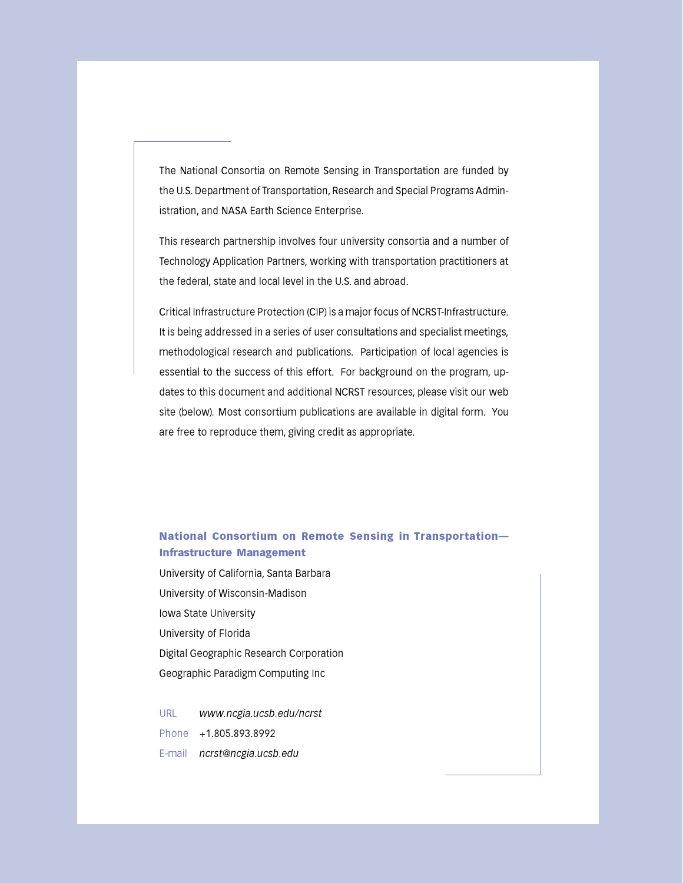The National Consortia on Remote Sensing in Transportation are funded by the U.S. Department of Transportation, Research and Special Programs Administration, and NASA Earth Science Enterprise.

This research partnership involves four university consortia and a number of Technology Application Partners, working with transportation practitioners at the federal, state and local level in the U.S. and abroad.

Critical Infrastructure Protection (CIP) is a major focus of NCRST-Infrastructure. It is being addressed in a series of user consultations and specialist meetings, methodological research and publications. Participation of local agencies is essential to the success of this effort. For background on the program, updates to this document and additional NCRST resources, please visit our web site (below). Most consortium publications are available in digital form. You are free to reproduce them, giving credit as appropriate.

**National Consortium on Remote Sensing in Transportation—Infrastructure Management**

University of California, Santa Barbara
University of Wisconsin-Madison
Iowa State University
University of Florida
Digital Geographic Research Corporation
Geographic Paradigm Computing Inc

URL *www.ncgia.ucsb.edu/ncrst*
Phone +1.805.893.8992
E-mail *ncrst@ncgia.ucsb.edu*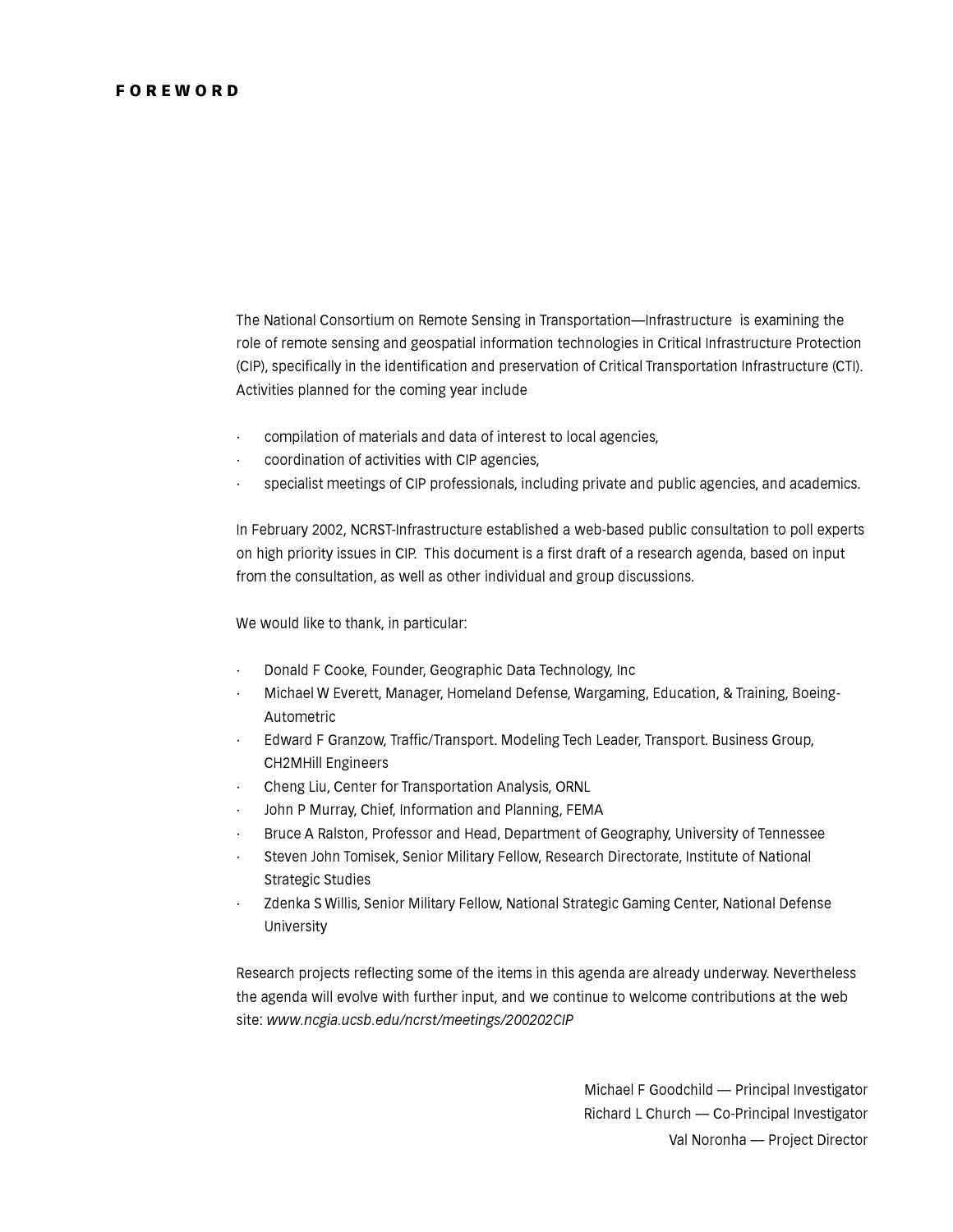# FOREWORD

The National Consortium on Remote Sensing in Transportation—Infrastructure is examining the role of remote sensing and geospatial information technologies in Critical Infrastructure Protection (CIP), specifically in the identification and preservation of Critical Transportation Infrastructure (CTI). Activities planned for the coming year include

- compilation of materials and data of interest to local agencies,
- coordination of activities with CIP agencies,
- specialist meetings of CIP professionals, including private and public agencies, and academics.

In February 2002, NCRST-Infrastructure established a web-based public consultation to poll experts on high priority issues in CIP. This document is a first draft of a research agenda, based on input from the consultation, as well as other individual and group discussions.

We would like to thank, in particular:

- Donald F Cooke, Founder, Geographic Data Technology, Inc
- Michael W Everett, Manager, Homeland Defense, Wargaming, Education, & Training, Boeing-Autometric
- Edward F Granzow, Traffic/Transport. Modeling Tech Leader, Transport. Business Group, CH2MHill Engineers
- Cheng Liu, Center for Transportation Analysis, ORNL
- John P Murray, Chief, Information and Planning, FEMA
- Bruce A Ralston, Professor and Head, Department of Geography, University of Tennessee
- Steven John Tomisek, Senior Military Fellow, Research Directorate, Institute of National Strategic Studies
- Zdenka S Willis, Senior Military Fellow, National Strategic Gaming Center, National Defense University

Research projects reflecting some of the items in this agenda are already underway. Nevertheless the agenda will evolve with further input, and we continue to welcome contributions at the web site: *www.ncgia.ucsb.edu/ncrst/meetings/200202CIP*

Michael F Goodchild — Principal Investigator
Richard L Church — Co-Principal Investigator
Val Noronha — Project Director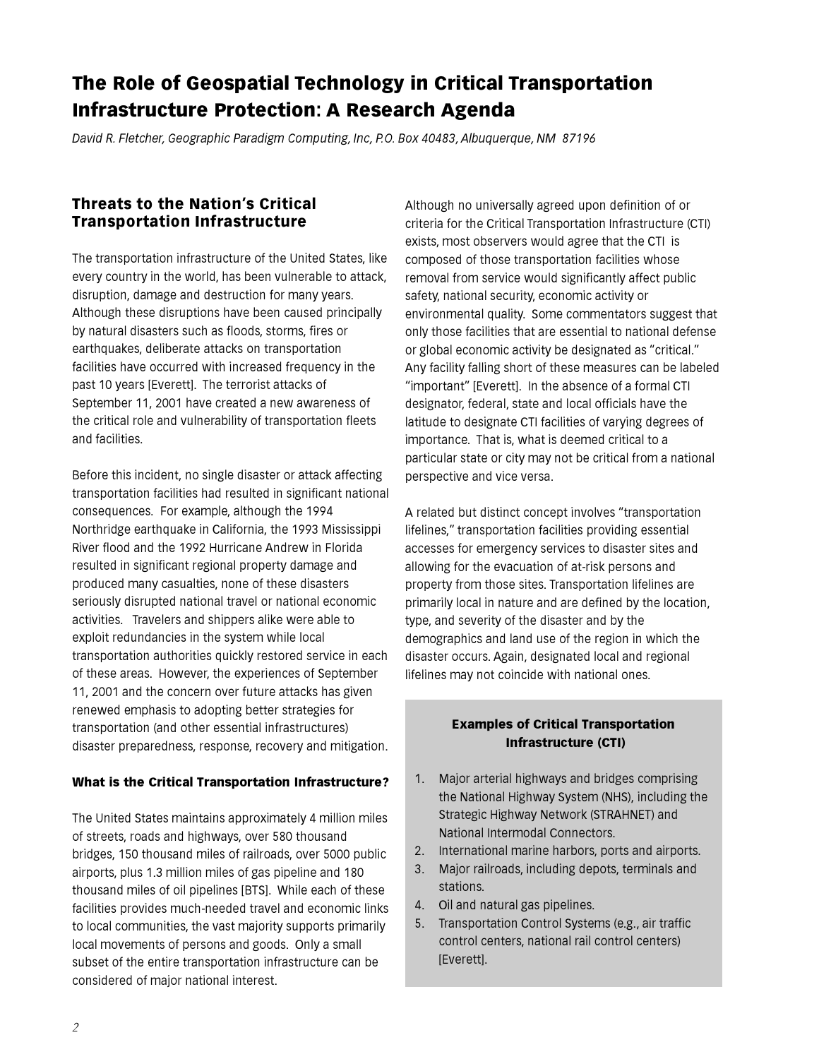# The Role of Geospatial Technology in Critical Transportation Infrastructure Protection: A Research Agenda

*David R. Fletcher, Geographic Paradigm Computing, Inc, P.O. Box 40483, Albuquerque, NM 87196*

## Threats to the Nation's Critical Transportation Infrastructure

The transportation infrastructure of the United States, like every country in the world, has been vulnerable to attack, disruption, damage and destruction for many years. Although these disruptions have been caused principally by natural disasters such as floods, storms, fires or earthquakes, deliberate attacks on transportation facilities have occurred with increased frequency in the past 10 years [Everett]. The terrorist attacks of September 11, 2001 have created a new awareness of the critical role and vulnerability of transportation fleets and facilities.

Before this incident, no single disaster or attack affecting transportation facilities had resulted in significant national consequences. For example, although the 1994 Northridge earthquake in California, the 1993 Mississippi River flood and the 1992 Hurricane Andrew in Florida resulted in significant regional property damage and produced many casualties, none of these disasters seriously disrupted national travel or national economic activities. Travelers and shippers alike were able to exploit redundancies in the system while local transportation authorities quickly restored service in each of these areas. However, the experiences of September 11, 2001 and the concern over future attacks has given renewed emphasis to adopting better strategies for transportation (and other essential infrastructures) disaster preparedness, response, recovery and mitigation.

### What is the Critical Transportation Infrastructure?

The United States maintains approximately 4 million miles of streets, roads and highways, over 580 thousand bridges, 150 thousand miles of railroads, over 5000 public airports, plus 1.3 million miles of gas pipeline and 180 thousand miles of oil pipelines [BTS]. While each of these facilities provides much-needed travel and economic links to local communities, the vast majority supports primarily local movements of persons and goods. Only a small subset of the entire transportation infrastructure can be considered of major national interest.

Although no universally agreed upon definition of or criteria for the Critical Transportation Infrastructure (CTI) exists, most observers would agree that the CTI is composed of those transportation facilities whose removal from service would significantly affect public safety, national security, economic activity or environmental quality. Some commentators suggest that only those facilities that are essential to national defense or global economic activity be designated as "critical." Any facility falling short of these measures can be labeled "important" [Everett]. In the absence of a formal CTI designator, federal, state and local officials have the latitude to designate CTI facilities of varying degrees of importance. That is, what is deemed critical to a particular state or city may not be critical from a national perspective and vice versa.

A related but distinct concept involves "transportation lifelines," transportation facilities providing essential accesses for emergency services to disaster sites and allowing for the evacuation of at-risk persons and property from those sites. Transportation lifelines are primarily local in nature and are defined by the location, type, and severity of the disaster and by the demographics and land use of the region in which the disaster occurs. Again, designated local and regional lifelines may not coincide with national ones.

**Examples of Critical Transportation Infrastructure (CTI)**

1. Major arterial highways and bridges comprising the National Highway System (NHS), including the Strategic Highway Network (STRAHNET) and National Intermodal Connectors.
2. International marine harbors, ports and airports.
3. Major railroads, including depots, terminals and stations.
4. Oil and natural gas pipelines.
5. Transportation Control Systems (e.g., air traffic control centers, national rail control centers) [Everett].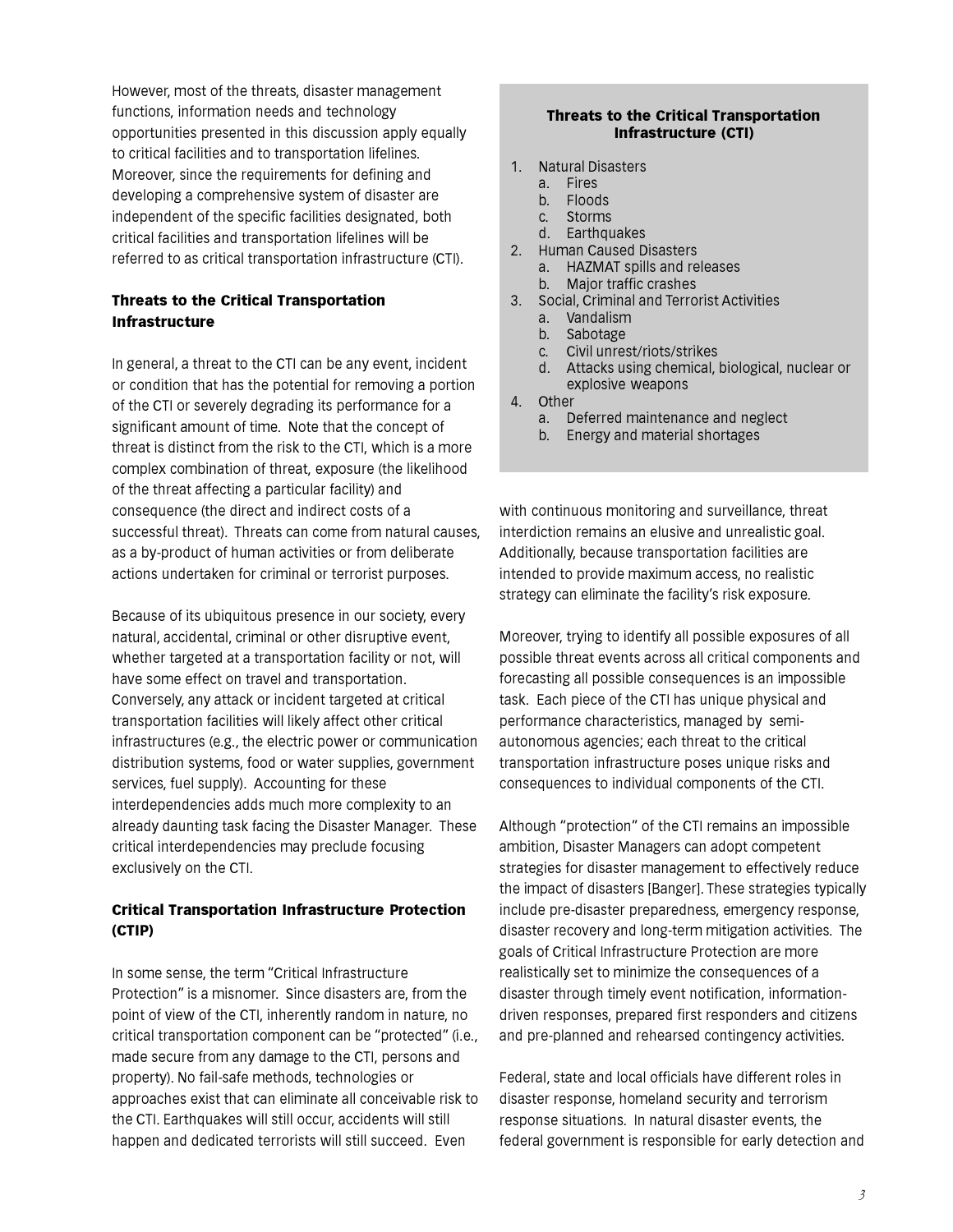However, most of the threats, disaster management functions, information needs and technology opportunities presented in this discussion apply equally to critical facilities and to transportation lifelines. Moreover, since the requirements for defining and developing a comprehensive system of disaster are independent of the specific facilities designated, both critical facilities and transportation lifelines will be referred to as critical transportation infrastructure (CTI).

### Threats to the Critical Transportation Infrastructure

In general, a threat to the CTI can be any event, incident or condition that has the potential for removing a portion of the CTI or severely degrading its performance for a significant amount of time. Note that the concept of threat is distinct from the risk to the CTI, which is a more complex combination of threat, exposure (the likelihood of the threat affecting a particular facility) and consequence (the direct and indirect costs of a successful threat). Threats can come from natural causes, as a by-product of human activities or from deliberate actions undertaken for criminal or terrorist purposes.

Because of its ubiquitous presence in our society, every natural, accidental, criminal or other disruptive event, whether targeted at a transportation facility or not, will have some effect on travel and transportation. Conversely, any attack or incident targeted at critical transportation facilities will likely affect other critical infrastructures (e.g., the electric power or communication distribution systems, food or water supplies, government services, fuel supply). Accounting for these interdependencies adds much more complexity to an already daunting task facing the Disaster Manager. These critical interdependencies may preclude focusing exclusively on the CTI.

> **Threats to the Critical Transportation Infrastructure (CTI)**
>
> 1. Natural Disasters
>    a. Fires
>    b. Floods
>    c. Storms
>    d. Earthquakes
> 2. Human Caused Disasters
>    a. HAZMAT spills and releases
>    b. Major traffic crashes
> 3. Social, Criminal and Terrorist Activities
>    a. Vandalism
>    b. Sabotage
>    c. Civil unrest/riots/strikes
>    d. Attacks using chemical, biological, nuclear or explosive weapons
> 4. Other
>    a. Deferred maintenance and neglect
>    b. Energy and material shortages

### Critical Transportation Infrastructure Protection (CTIP)

In some sense, the term "Critical Infrastructure Protection" is a misnomer. Since disasters are, from the point of view of the CTI, inherently random in nature, no critical transportation component can be "protected" (i.e., made secure from any damage to the CTI, persons and property). No fail-safe methods, technologies or approaches exist that can eliminate all conceivable risk to the CTI. Earthquakes will still occur, accidents will still happen and dedicated terrorists will still succeed. Even with continuous monitoring and surveillance, threat interdiction remains an elusive and unrealistic goal. Additionally, because transportation facilities are intended to provide maximum access, no realistic strategy can eliminate the facility's risk exposure.

Moreover, trying to identify all possible exposures of all possible threat events across all critical components and forecasting all possible consequences is an impossible task. Each piece of the CTI has unique physical and performance characteristics, managed by semi-autonomous agencies; each threat to the critical transportation infrastructure poses unique risks and consequences to individual components of the CTI.

Although "protection" of the CTI remains an impossible ambition, Disaster Managers can adopt competent strategies for disaster management to effectively reduce the impact of disasters [Banger]. These strategies typically include pre-disaster preparedness, emergency response, disaster recovery and long-term mitigation activities. The goals of Critical Infrastructure Protection are more realistically set to minimize the consequences of a disaster through timely event notification, information-driven responses, prepared first responders and citizens and pre-planned and rehearsed contingency activities.

Federal, state and local officials have different roles in disaster response, homeland security and terrorism response situations. In natural disaster events, the federal government is responsible for early detection and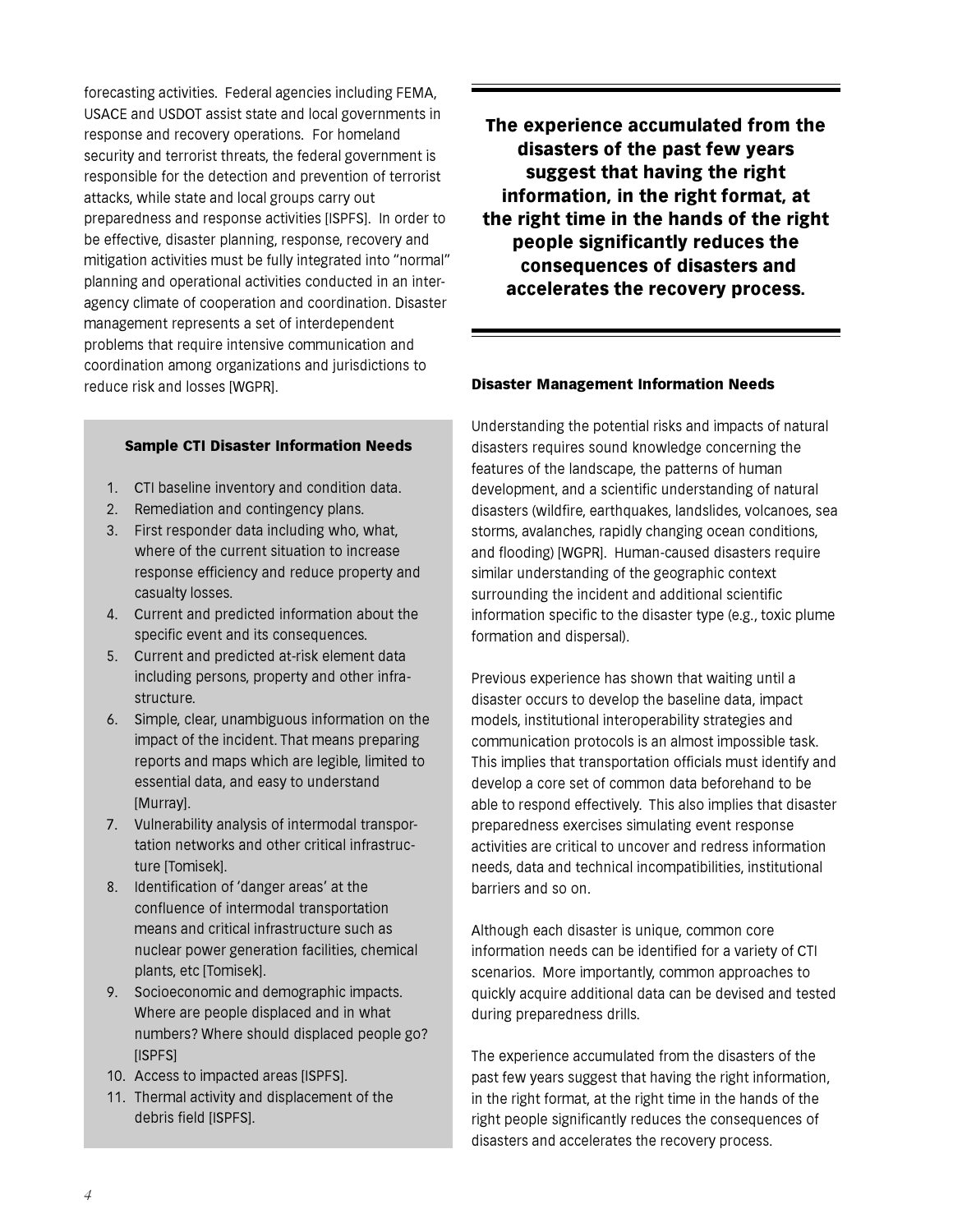forecasting activities. Federal agencies including FEMA, USACE and USDOT assist state and local governments in response and recovery operations. For homeland security and terrorist threats, the federal government is responsible for the detection and prevention of terrorist attacks, while state and local groups carry out preparedness and response activities [ISPFS]. In order to be effective, disaster planning, response, recovery and mitigation activities must be fully integrated into "normal" planning and operational activities conducted in an inter-agency climate of cooperation and coordination. Disaster management represents a set of interdependent problems that require intensive communication and coordination among organizations and jurisdictions to reduce risk and losses [WGPR].

### Sample CTI Disaster Information Needs

1. CTI baseline inventory and condition data.
2. Remediation and contingency plans.
3. First responder data including who, what, where of the current situation to increase response efficiency and reduce property and casualty losses.
4. Current and predicted information about the specific event and its consequences.
5. Current and predicted at-risk element data including persons, property and other infrastructure.
6. Simple, clear, unambiguous information on the impact of the incident. That means preparing reports and maps which are legible, limited to essential data, and easy to understand [Murray].
7. Vulnerability analysis of intermodal transportation networks and other critical infrastructure [Tomisek].
8. Identification of 'danger areas' at the confluence of intermodal transportation means and critical infrastructure such as nuclear power generation facilities, chemical plants, etc [Tomisek].
9. Socioeconomic and demographic impacts. Where are people displaced and in what numbers? Where should displaced people go? [ISPFS]
10. Access to impacted areas [ISPFS].
11. Thermal activity and displacement of the debris field [ISPFS].

**The experience accumulated from the disasters of the past few years suggest that having the right information, in the right format, at the right time in the hands of the right people significantly reduces the consequences of disasters and accelerates the recovery process.**

### Disaster Management Information Needs

Understanding the potential risks and impacts of natural disasters requires sound knowledge concerning the features of the landscape, the patterns of human development, and a scientific understanding of natural disasters (wildfire, earthquakes, landslides, volcanoes, sea storms, avalanches, rapidly changing ocean conditions, and flooding) [WGPR]. Human-caused disasters require similar understanding of the geographic context surrounding the incident and additional scientific information specific to the disaster type (e.g., toxic plume formation and dispersal).

Previous experience has shown that waiting until a disaster occurs to develop the baseline data, impact models, institutional interoperability strategies and communication protocols is an almost impossible task. This implies that transportation officials must identify and develop a core set of common data beforehand to be able to respond effectively. This also implies that disaster preparedness exercises simulating event response activities are critical to uncover and redress information needs, data and technical incompatibilities, institutional barriers and so on.

Although each disaster is unique, common core information needs can be identified for a variety of CTI scenarios. More importantly, common approaches to quickly acquire additional data can be devised and tested during preparedness drills.

The experience accumulated from the disasters of the past few years suggest that having the right information, in the right format, at the right time in the hands of the right people significantly reduces the consequences of disasters and accelerates the recovery process.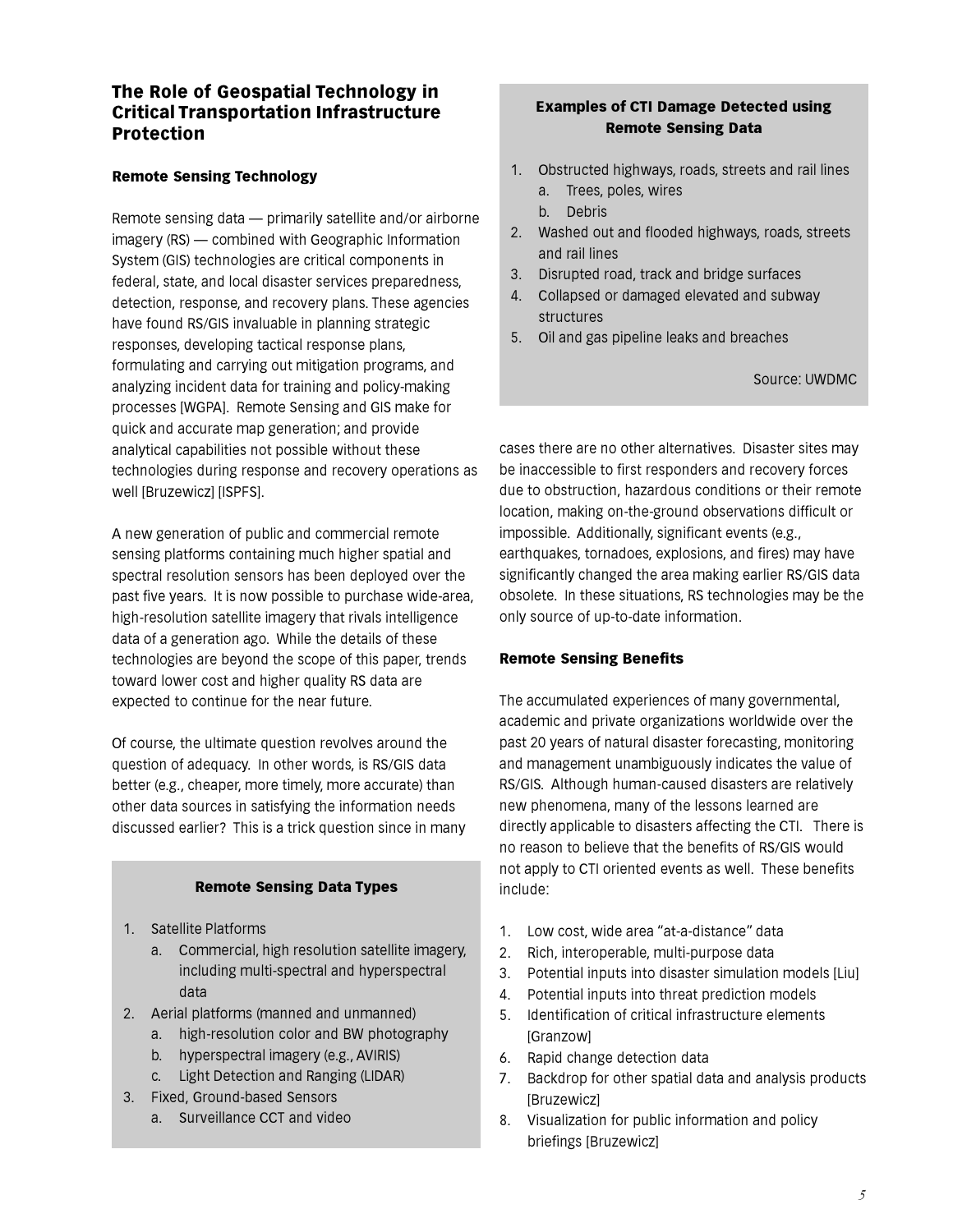## The Role of Geospatial Technology in Critical Transportation Infrastructure Protection

### Remote Sensing Technology

Remote sensing data — primarily satellite and/or airborne imagery (RS) — combined with Geographic Information System (GIS) technologies are critical components in federal, state, and local disaster services preparedness, detection, response, and recovery plans. These agencies have found RS/GIS invaluable in planning strategic responses, developing tactical response plans, formulating and carrying out mitigation programs, and analyzing incident data for training and policy-making processes [WGPA]. Remote Sensing and GIS make for quick and accurate map generation; and provide analytical capabilities not possible without these technologies during response and recovery operations as well [Bruzewicz] [ISPFS].

A new generation of public and commercial remote sensing platforms containing much higher spatial and spectral resolution sensors has been deployed over the past five years. It is now possible to purchase wide-area, high-resolution satellite imagery that rivals intelligence data of a generation ago. While the details of these technologies are beyond the scope of this paper, trends toward lower cost and higher quality RS data are expected to continue for the near future.

Of course, the ultimate question revolves around the question of adequacy. In other words, is RS/GIS data better (e.g., cheaper, more timely, more accurate) than other data sources in satisfying the information needs discussed earlier? This is a trick question since in many cases there are no other alternatives. Disaster sites may be inaccessible to first responders and recovery forces due to obstruction, hazardous conditions or their remote location, making on-the-ground observations difficult or impossible. Additionally, significant events (e.g., earthquakes, tornadoes, explosions, and fires) may have significantly changed the area making earlier RS/GIS data obsolete. In these situations, RS technologies may be the only source of up-to-date information.

**Remote Sensing Data Types**

1. Satellite Platforms
   a. Commercial, high resolution satellite imagery, including multi-spectral and hyperspectral data
2. Aerial platforms (manned and unmanned)
   a. high-resolution color and BW photography
   b. hyperspectral imagery (e.g., AVIRIS)
   c. Light Detection and Ranging (LIDAR)
3. Fixed, Ground-based Sensors
   a. Surveillance CCT and video

**Examples of CTI Damage Detected using Remote Sensing Data**

1. Obstructed highways, roads, streets and rail lines
   a. Trees, poles, wires
   b. Debris
2. Washed out and flooded highways, roads, streets and rail lines
3. Disrupted road, track and bridge surfaces
4. Collapsed or damaged elevated and subway structures
5. Oil and gas pipeline leaks and breaches

Source: UWDMC

### Remote Sensing Benefits

The accumulated experiences of many governmental, academic and private organizations worldwide over the past 20 years of natural disaster forecasting, monitoring and management unambiguously indicates the value of RS/GIS. Although human-caused disasters are relatively new phenomena, many of the lessons learned are directly applicable to disasters affecting the CTI. There is no reason to believe that the benefits of RS/GIS would not apply to CTI oriented events as well. These benefits include:

1. Low cost, wide area "at-a-distance" data
2. Rich, interoperable, multi-purpose data
3. Potential inputs into disaster simulation models [Liu]
4. Potential inputs into threat prediction models
5. Identification of critical infrastructure elements [Granzow]
6. Rapid change detection data
7. Backdrop for other spatial data and analysis products [Bruzewicz]
8. Visualization for public information and policy briefings [Bruzewicz]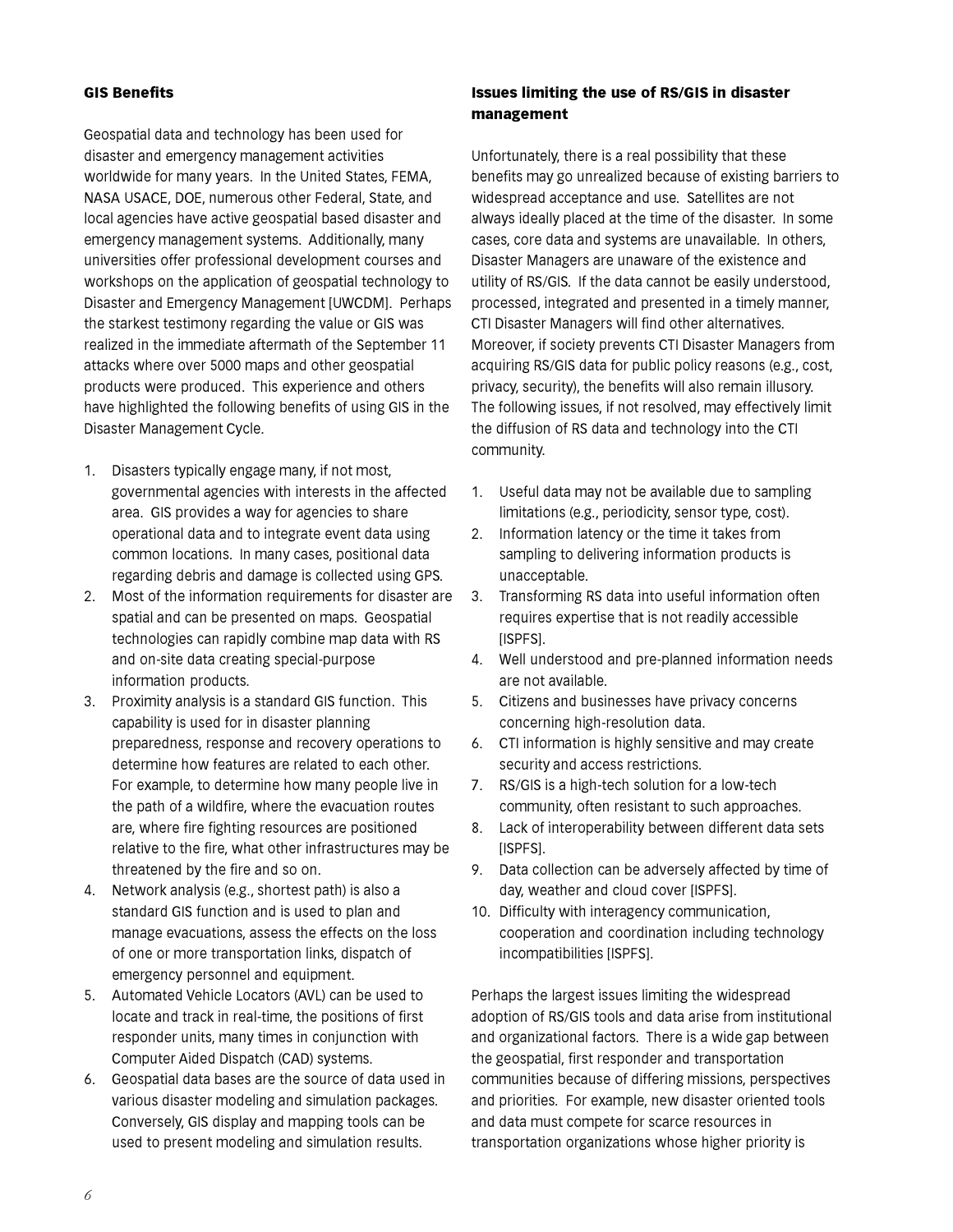**GIS Benefits**

Geospatial data and technology has been used for disaster and emergency management activities worldwide for many years. In the United States, FEMA, NASA USACE, DOE, numerous other Federal, State, and local agencies have active geospatial based disaster and emergency management systems. Additionally, many universities offer professional development courses and workshops on the application of geospatial technology to Disaster and Emergency Management [UWCDM]. Perhaps the starkest testimony regarding the value or GIS was realized in the immediate aftermath of the September 11 attacks where over 5000 maps and other geospatial products were produced. This experience and others have highlighted the following benefits of using GIS in the Disaster Management Cycle.

1. Disasters typically engage many, if not most, governmental agencies with interests in the affected area. GIS provides a way for agencies to share operational data and to integrate event data using common locations. In many cases, positional data regarding debris and damage is collected using GPS.
2. Most of the information requirements for disaster are spatial and can be presented on maps. Geospatial technologies can rapidly combine map data with RS and on-site data creating special-purpose information products.
3. Proximity analysis is a standard GIS function. This capability is used for in disaster planning preparedness, response and recovery operations to determine how features are related to each other. For example, to determine how many people live in the path of a wildfire, where the evacuation routes are, where fire fighting resources are positioned relative to the fire, what other infrastructures may be threatened by the fire and so on.
4. Network analysis (e.g., shortest path) is also a standard GIS function and is used to plan and manage evacuations, assess the effects on the loss of one or more transportation links, dispatch of emergency personnel and equipment.
5. Automated Vehicle Locators (AVL) can be used to locate and track in real-time, the positions of first responder units, many times in conjunction with Computer Aided Dispatch (CAD) systems.
6. Geospatial data bases are the source of data used in various disaster modeling and simulation packages. Conversely, GIS display and mapping tools can be used to present modeling and simulation results.

**Issues limiting the use of RS/GIS in disaster management**

Unfortunately, there is a real possibility that these benefits may go unrealized because of existing barriers to widespread acceptance and use. Satellites are not always ideally placed at the time of the disaster. In some cases, core data and systems are unavailable. In others, Disaster Managers are unaware of the existence and utility of RS/GIS. If the data cannot be easily understood, processed, integrated and presented in a timely manner, CTI Disaster Managers will find other alternatives. Moreover, if society prevents CTI Disaster Managers from acquiring RS/GIS data for public policy reasons (e.g., cost, privacy, security), the benefits will also remain illusory. The following issues, if not resolved, may effectively limit the diffusion of RS data and technology into the CTI community.

1. Useful data may not be available due to sampling limitations (e.g., periodicity, sensor type, cost).
2. Information latency or the time it takes from sampling to delivering information products is unacceptable.
3. Transforming RS data into useful information often requires expertise that is not readily accessible [ISPFS].
4. Well understood and pre-planned information needs are not available.
5. Citizens and businesses have privacy concerns concerning high-resolution data.
6. CTI information is highly sensitive and may create security and access restrictions.
7. RS/GIS is a high-tech solution for a low-tech community, often resistant to such approaches.
8. Lack of interoperability between different data sets [ISPFS].
9. Data collection can be adversely affected by time of day, weather and cloud cover [ISPFS].
10. Difficulty with interagency communication, cooperation and coordination including technology incompatibilities [ISPFS].

Perhaps the largest issues limiting the widespread adoption of RS/GIS tools and data arise from institutional and organizational factors. There is a wide gap between the geospatial, first responder and transportation communities because of differing missions, perspectives and priorities. For example, new disaster oriented tools and data must compete for scarce resources in transportation organizations whose higher priority is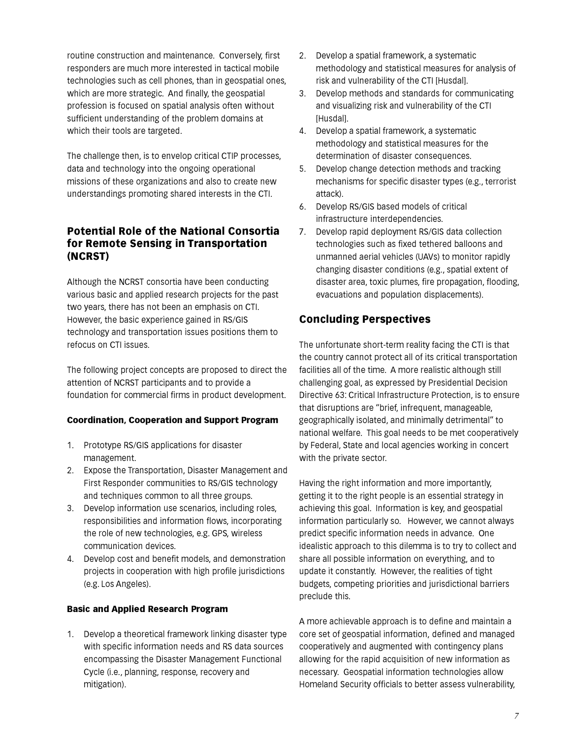routine construction and maintenance. Conversely, first responders are much more interested in tactical mobile technologies such as cell phones, than in geospatial ones, which are more strategic. And finally, the geospatial profession is focused on spatial analysis often without sufficient understanding of the problem domains at which their tools are targeted.

The challenge then, is to envelop critical CTIP processes, data and technology into the ongoing operational missions of these organizations and also to create new understandings promoting shared interests in the CTI.

## Potential Role of the National Consortia for Remote Sensing in Transportation (NCRST)

Although the NCRST consortia have been conducting various basic and applied research projects for the past two years, there has not been an emphasis on CTI. However, the basic experience gained in RS/GIS technology and transportation issues positions them to refocus on CTI issues.

The following project concepts are proposed to direct the attention of NCRST participants and to provide a foundation for commercial firms in product development.

### Coordination, Cooperation and Support Program

1. Prototype RS/GIS applications for disaster management.
2. Expose the Transportation, Disaster Management and First Responder communities to RS/GIS technology and techniques common to all three groups.
3. Develop information use scenarios, including roles, responsibilities and information flows, incorporating the role of new technologies, e.g. GPS, wireless communication devices.
4. Develop cost and benefit models, and demonstration projects in cooperation with high profile jurisdictions (e.g. Los Angeles).

### Basic and Applied Research Program

1. Develop a theoretical framework linking disaster type with specific information needs and RS data sources encompassing the Disaster Management Functional Cycle (i.e., planning, response, recovery and mitigation).
2. Develop a spatial framework, a systematic methodology and statistical measures for analysis of risk and vulnerability of the CTI [Husdal].
3. Develop methods and standards for communicating and visualizing risk and vulnerability of the CTI [Husdal].
4. Develop a spatial framework, a systematic methodology and statistical measures for the determination of disaster consequences.
5. Develop change detection methods and tracking mechanisms for specific disaster types (e.g., terrorist attack).
6. Develop RS/GIS based models of critical infrastructure interdependencies.
7. Develop rapid deployment RS/GIS data collection technologies such as fixed tethered balloons and unmanned aerial vehicles (UAVs) to monitor rapidly changing disaster conditions (e.g., spatial extent of disaster area, toxic plumes, fire propagation, flooding, evacuations and population displacements).

## Concluding Perspectives

The unfortunate short-term reality facing the CTI is that the country cannot protect all of its critical transportation facilities all of the time. A more realistic although still challenging goal, as expressed by Presidential Decision Directive 63: Critical Infrastructure Protection, is to ensure that disruptions are "brief, infrequent, manageable, geographically isolated, and minimally detrimental" to national welfare. This goal needs to be met cooperatively by Federal, State and local agencies working in concert with the private sector.

Having the right information and more importantly, getting it to the right people is an essential strategy in achieving this goal. Information is key, and geospatial information particularly so. However, we cannot always predict specific information needs in advance. One idealistic approach to this dilemma is to try to collect and share all possible information on everything, and to update it constantly. However, the realities of tight budgets, competing priorities and jurisdictional barriers preclude this.

A more achievable approach is to define and maintain a core set of geospatial information, defined and managed cooperatively and augmented with contingency plans allowing for the rapid acquisition of new information as necessary. Geospatial information technologies allow Homeland Security officials to better assess vulnerability,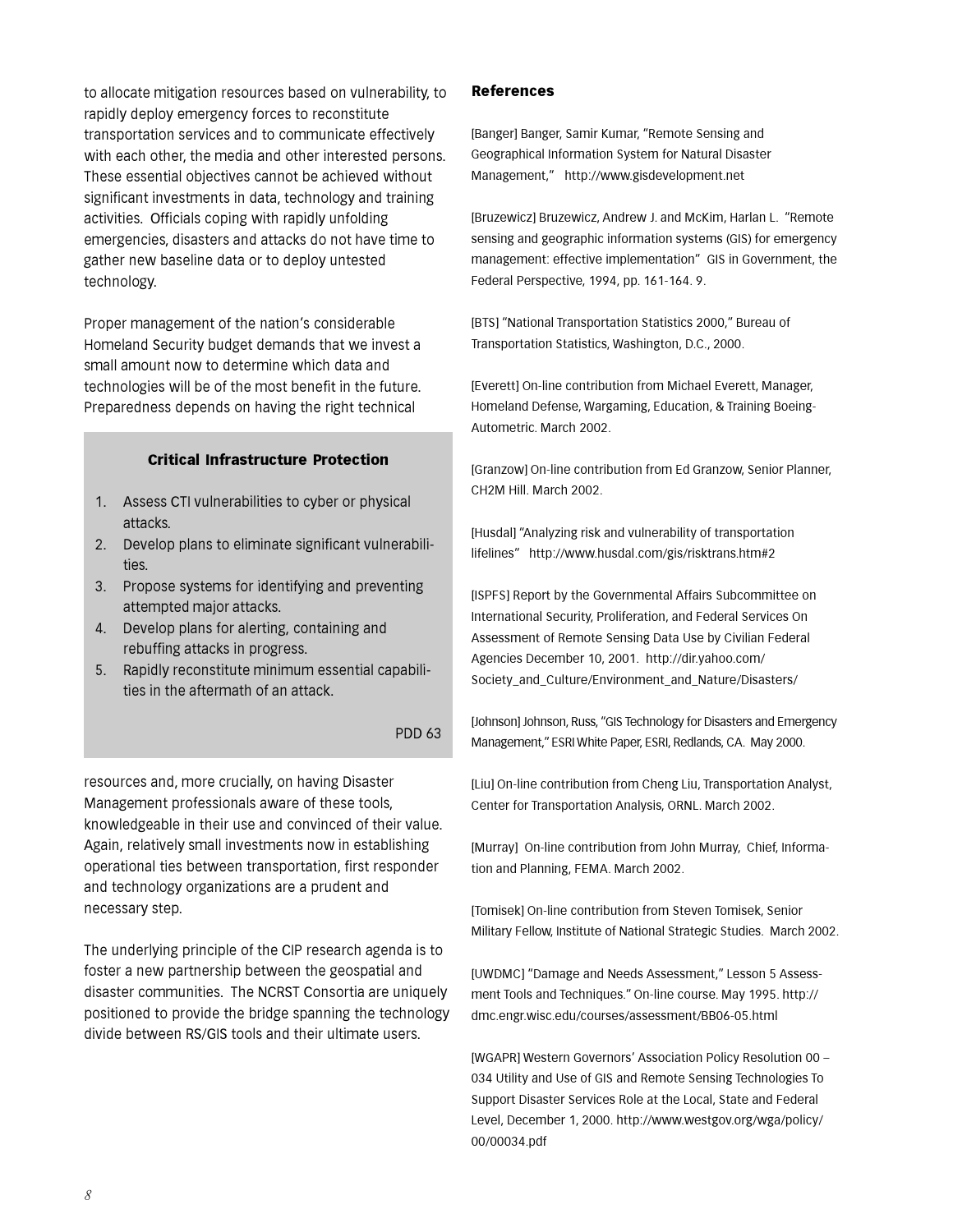to allocate mitigation resources based on vulnerability, to rapidly deploy emergency forces to reconstitute transportation services and to communicate effectively with each other, the media and other interested persons. These essential objectives cannot be achieved without significant investments in data, technology and training activities. Officials coping with rapidly unfolding emergencies, disasters and attacks do not have time to gather new baseline data or to deploy untested technology.

Proper management of the nation's considerable Homeland Security budget demands that we invest a small amount now to determine which data and technologies will be of the most benefit in the future. Preparedness depends on having the right technical resources and, more crucially, on having Disaster Management professionals aware of these tools, knowledgeable in their use and convinced of their value. Again, relatively small investments now in establishing operational ties between transportation, first responder and technology organizations are a prudent and necessary step.

> **Critical Infrastructure Protection**
>
> 1. Assess CTI vulnerabilities to cyber or physical attacks.
> 2. Develop plans to eliminate significant vulnerabilities.
> 3. Propose systems for identifying and preventing attempted major attacks.
> 4. Develop plans for alerting, containing and rebuffing attacks in progress.
> 5. Rapidly reconstitute minimum essential capabilities in the aftermath of an attack.
>
> PDD 63

The underlying principle of the CIP research agenda is to foster a new partnership between the geospatial and disaster communities. The NCRST Consortia are uniquely positioned to provide the bridge spanning the technology divide between RS/GIS tools and their ultimate users.

## References

[Banger] Banger, Samir Kumar, "Remote Sensing and Geographical Information System for Natural Disaster Management," http://www.gisdevelopment.net

[Bruzewicz] Bruzewicz, Andrew J. and McKim, Harlan L. "Remote sensing and geographic information systems (GIS) for emergency management: effective implementation" GIS in Government, the Federal Perspective, 1994, pp. 161-164. 9.

[BTS] "National Transportation Statistics 2000," Bureau of Transportation Statistics, Washington, D.C., 2000.

[Everett] On-line contribution from Michael Everett, Manager, Homeland Defense, Wargaming, Education, & Training Boeing-Autometric. March 2002.

[Granzow] On-line contribution from Ed Granzow, Senior Planner, CH2M Hill. March 2002.

[Husdal] "Analyzing risk and vulnerability of transportation lifelines" http://www.husdal.com/gis/risktrans.htm#2

[ISPFS] Report by the Governmental Affairs Subcommittee on International Security, Proliferation, and Federal Services On Assessment of Remote Sensing Data Use by Civilian Federal Agencies December 10, 2001. http://dir.yahoo.com/Society_and_Culture/Environment_and_Nature/Disasters/

[Johnson] Johnson, Russ, "GIS Technology for Disasters and Emergency Management," ESRI White Paper, ESRI, Redlands, CA. May 2000.

[Liu] On-line contribution from Cheng Liu, Transportation Analyst, Center for Transportation Analysis, ORNL. March 2002.

[Murray] On-line contribution from John Murray, Chief, Information and Planning, FEMA. March 2002.

[Tomisek] On-line contribution from Steven Tomisek, Senior Military Fellow, Institute of National Strategic Studies. March 2002.

[UWDMC] "Damage and Needs Assessment," Lesson 5 Assessment Tools and Techniques." On-line course. May 1995. http://dmc.engr.wisc.edu/courses/assessment/BB06-05.html

[WGAPR] Western Governors' Association Policy Resolution 00 – 034 Utility and Use of GIS and Remote Sensing Technologies To Support Disaster Services Role at the Local, State and Federal Level, December 1, 2000. http://www.westgov.org/wga/policy/00/00034.pdf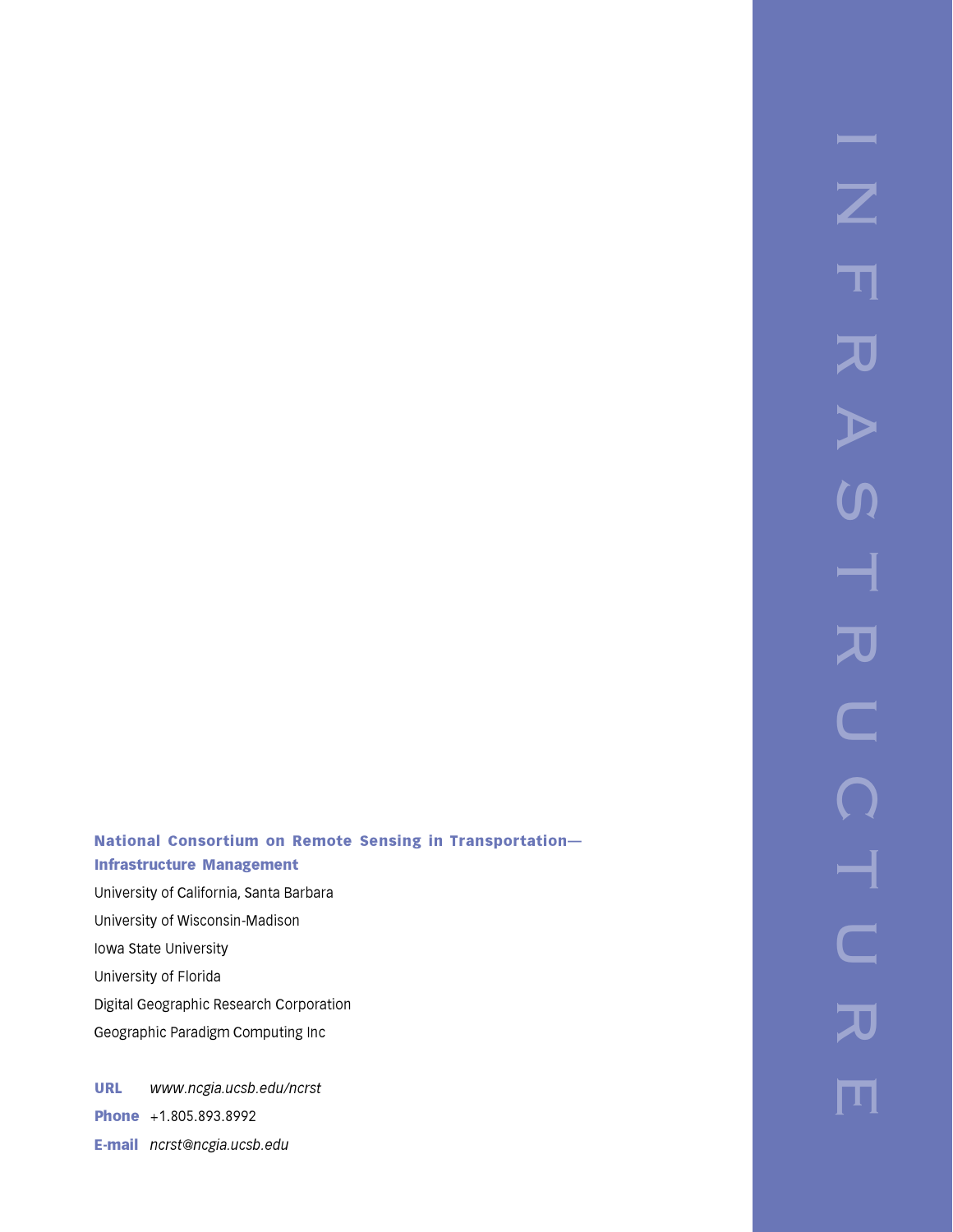**National Consortium on Remote Sensing in Transportation—Infrastructure Management**

University of California, Santa Barbara

University of Wisconsin-Madison

Iowa State University

University of Florida

Digital Geographic Research Corporation

Geographic Paradigm Computing Inc

**URL** *www.ncgia.ucsb.edu/ncrst*

**Phone** +1.805.893.8992

**E-mail** *ncrst@ncgia.ucsb.edu*

INFRASTRUCTURE